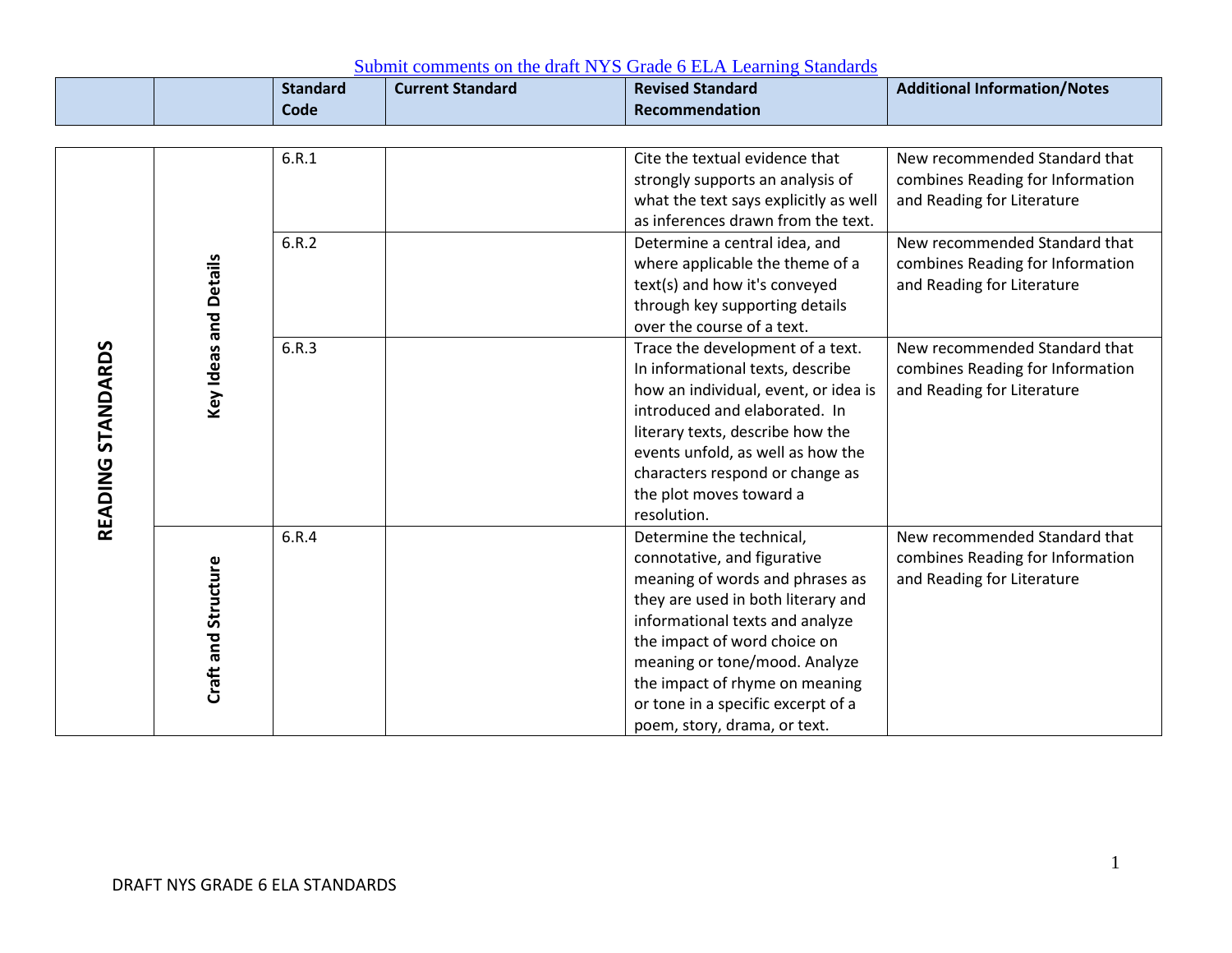Submit comments on the draft NYS Grade 6 ELA Learning Standards

| | | Standard Code | Current Standard | Revised Standard Recommendation | Additional Information/Notes |
|---|---|---|---|---|---|
| READING STANDARDS | Key Ideas and Details | 6.R.1 | | Cite the textual evidence that strongly supports an analysis of what the text says explicitly as well as inferences drawn from the text. | New recommended Standard that combines Reading for Information and Reading for Literature |
| | | 6.R.2 | | Determine a central idea, and where applicable the theme of a text(s) and how it's conveyed through key supporting details over the course of a text. | New recommended Standard that combines Reading for Information and Reading for Literature |
| | | 6.R.3 | | Trace the development of a text. In informational texts, describe how an individual, event, or idea is introduced and elaborated. In literary texts, describe how the events unfold, as well as how the characters respond or change as the plot moves toward a resolution. | New recommended Standard that combines Reading for Information and Reading for Literature |
| | Craft and Structure | 6.R.4 | | Determine the technical, connotative, and figurative meaning of words and phrases as they are used in both literary and informational texts and analyze the impact of word choice on meaning or tone/mood. Analyze the impact of rhyme on meaning or tone in a specific excerpt of a poem, story, drama, or text. | New recommended Standard that combines Reading for Information and Reading for Literature |

DRAFT NYS GRADE 6 ELA STANDARDS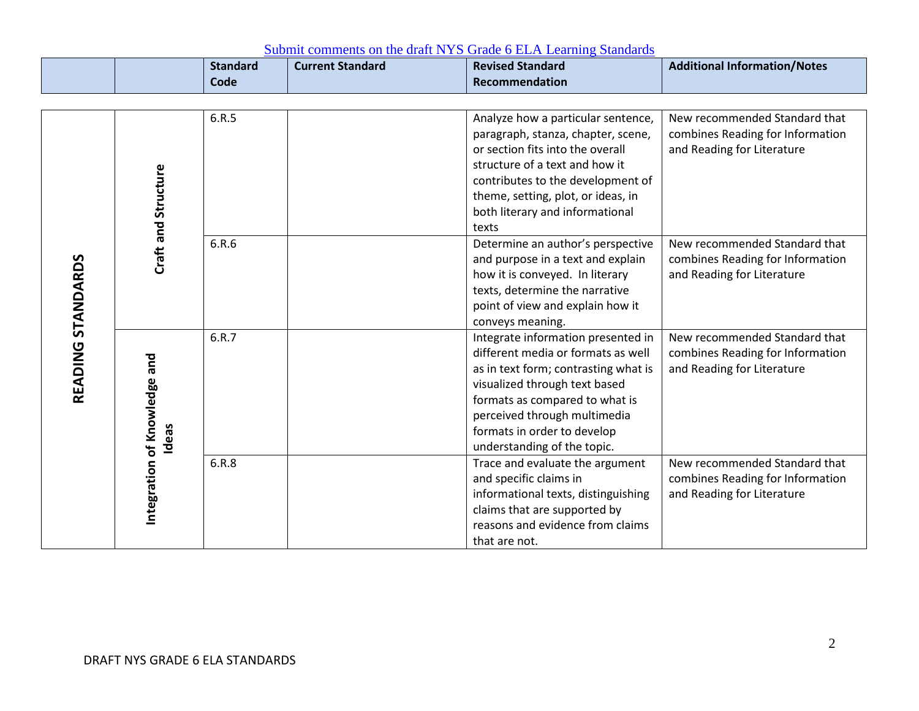Submit comments on the draft NYS Grade 6 ELA Learning Standards

| | | Standard Code | Current Standard | Revised Standard Recommendation | Additional Information/Notes |
|---|---|---|---|---|---|
| READING STANDARDS | Craft and Structure | 6.R.5 | | Analyze how a particular sentence, paragraph, stanza, chapter, scene, or section fits into the overall structure of a text and how it contributes to the development of theme, setting, plot, or ideas, in both literary and informational texts | New recommended Standard that combines Reading for Information and Reading for Literature |
| | | 6.R.6 | | Determine an author's perspective and purpose in a text and explain how it is conveyed. In literary texts, determine the narrative point of view and explain how it conveys meaning. | New recommended Standard that combines Reading for Information and Reading for Literature |
| | Integration of Knowledge and Ideas | 6.R.7 | | Integrate information presented in different media or formats as well as in text form; contrasting what is visualized through text based formats as compared to what is perceived through multimedia formats in order to develop understanding of the topic. | New recommended Standard that combines Reading for Information and Reading for Literature |
| | | 6.R.8 | | Trace and evaluate the argument and specific claims in informational texts, distinguishing claims that are supported by reasons and evidence from claims that are not. | New recommended Standard that combines Reading for Information and Reading for Literature |

DRAFT NYS GRADE 6 ELA STANDARDS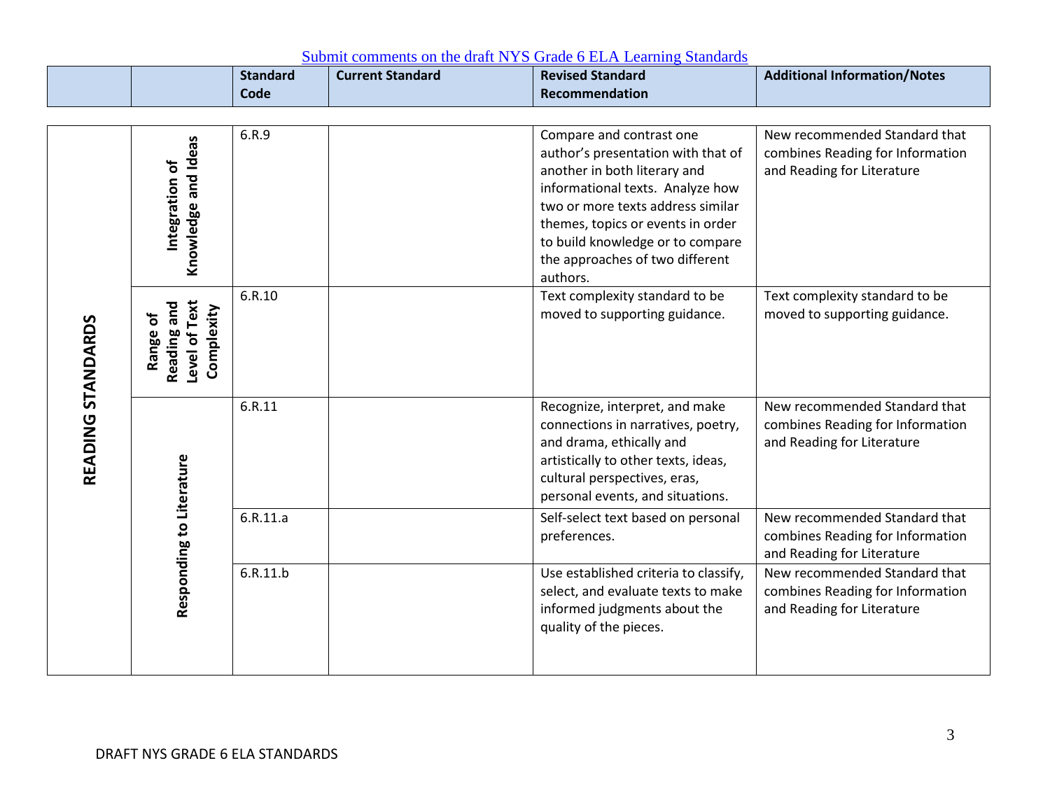Submit comments on the draft NYS Grade 6 ELA Learning Standards

| | | Standard Code | Current Standard | Revised Standard Recommendation | Additional Information/Notes |
|---|---|---|---|---|---|
| READING STANDARDS | Integration of Knowledge and Ideas | 6.R.9 | | Compare and contrast one author's presentation with that of another in both literary and informational texts. Analyze how two or more texts address similar themes, topics or events in order to build knowledge or to compare the approaches of two different authors. | New recommended Standard that combines Reading for Information and Reading for Literature |
| | Range of Reading and Level of Text Complexity | 6.R.10 | | Text complexity standard to be moved to supporting guidance. | Text complexity standard to be moved to supporting guidance. |
| | Responding to Literature | 6.R.11 | | Recognize, interpret, and make connections in narratives, poetry, and drama, ethically and artistically to other texts, ideas, cultural perspectives, eras, personal events, and situations. | New recommended Standard that combines Reading for Information and Reading for Literature |
| | | 6.R.11.a | | Self-select text based on personal preferences. | New recommended Standard that combines Reading for Information and Reading for Literature |
| | | 6.R.11.b | | Use established criteria to classify, select, and evaluate texts to make informed judgments about the quality of the pieces. | New recommended Standard that combines Reading for Information and Reading for Literature |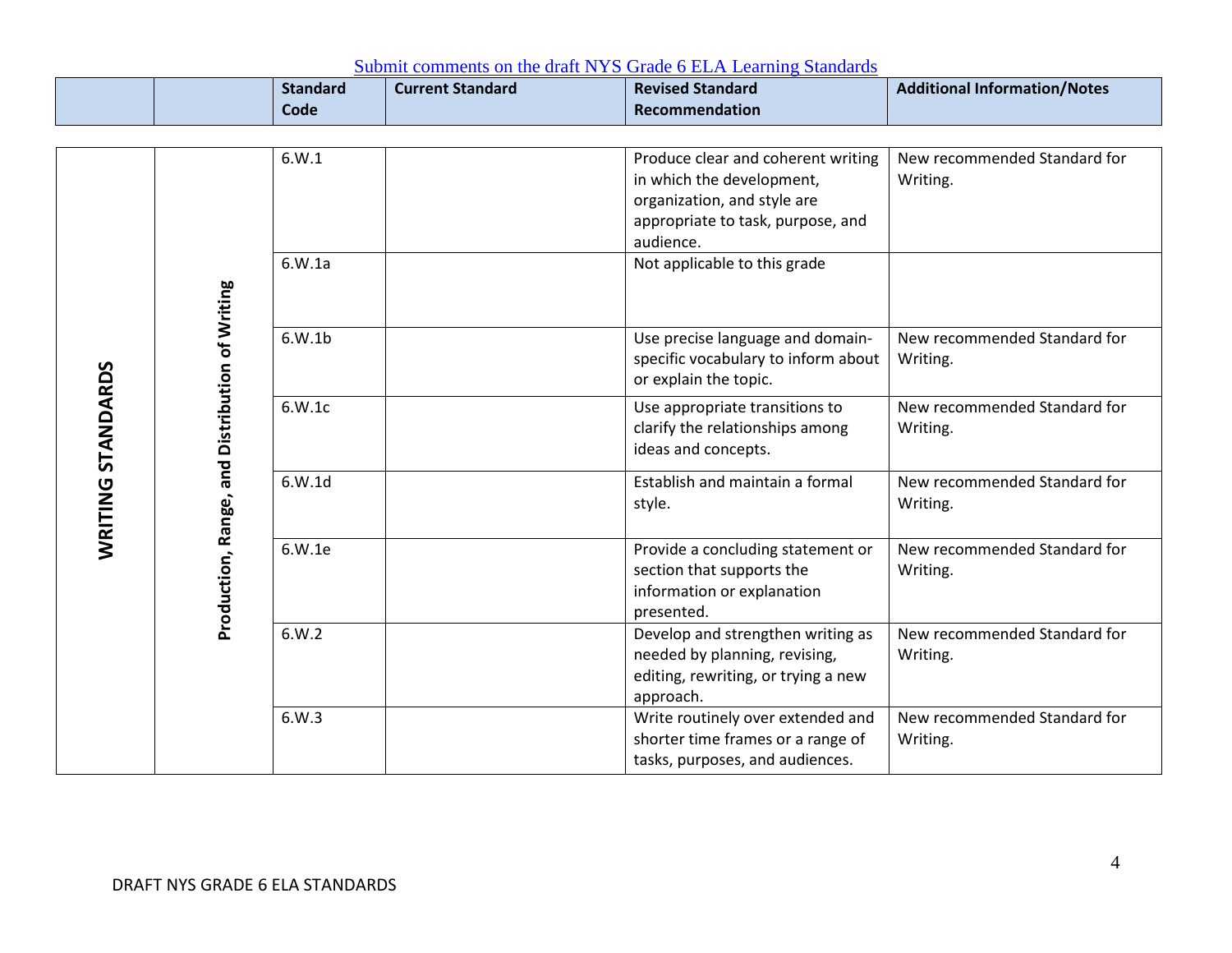Submit comments on the draft NYS Grade 6 ELA Learning Standards

| | | Standard Code | Current Standard | Revised Standard Recommendation | Additional Information/Notes |
|---|---|---|---|---|---|
| WRITING STANDARDS | Production, Range, and Distribution of Writing | 6.W.1 | | Produce clear and coherent writing in which the development, organization, and style are appropriate to task, purpose, and audience. | New recommended Standard for Writing. |
| | | 6.W.1a | | Not applicable to this grade | |
| | | 6.W.1b | | Use precise language and domain-specific vocabulary to inform about or explain the topic. | New recommended Standard for Writing. |
| | | 6.W.1c | | Use appropriate transitions to clarify the relationships among ideas and concepts. | New recommended Standard for Writing. |
| | | 6.W.1d | | Establish and maintain a formal style. | New recommended Standard for Writing. |
| | | 6.W.1e | | Provide a concluding statement or section that supports the information or explanation presented. | New recommended Standard for Writing. |
| | | 6.W.2 | | Develop and strengthen writing as needed by planning, revising, editing, rewriting, or trying a new approach. | New recommended Standard for Writing. |
| | | 6.W.3 | | Write routinely over extended and shorter time frames or a range of tasks, purposes, and audiences. | New recommended Standard for Writing. |

DRAFT NYS GRADE 6 ELA STANDARDS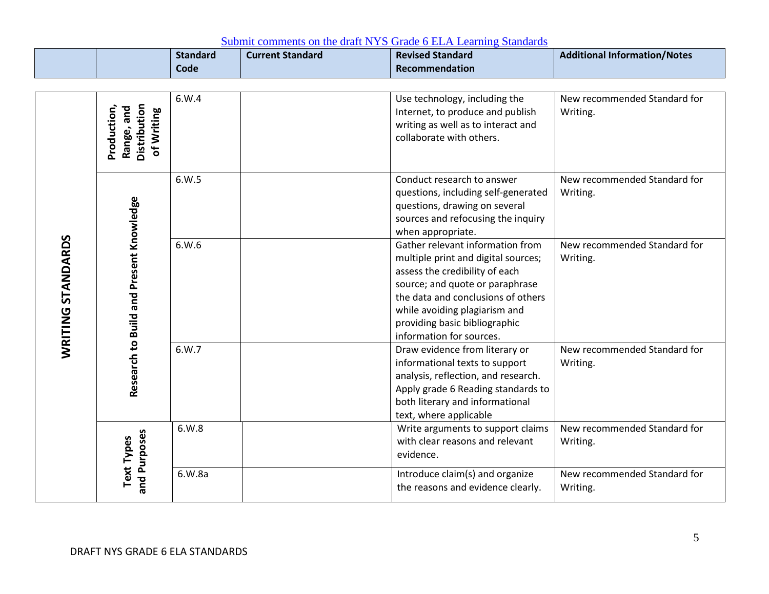[Submit comments on the draft NYS Grade 6 ELA Learning Standards]

| | | Standard Code | Current Standard | Revised Standard Recommendation | Additional Information/Notes |
|---|---|---|---|---|---|
| WRITING STANDARDS | Production, Range, and Distribution of Writing | 6.W.4 | | Use technology, including the Internet, to produce and publish writing as well as to interact and collaborate with others. | New recommended Standard for Writing. |
| | Research to Build and Present Knowledge | 6.W.5 | | Conduct research to answer questions, including self-generated questions, drawing on several sources and refocusing the inquiry when appropriate. | New recommended Standard for Writing. |
| | | 6.W.6 | | Gather relevant information from multiple print and digital sources; assess the credibility of each source; and quote or paraphrase the data and conclusions of others while avoiding plagiarism and providing basic bibliographic information for sources. | New recommended Standard for Writing. |
| | | 6.W.7 | | Draw evidence from literary or informational texts to support analysis, reflection, and research. Apply grade 6 Reading standards to both literary and informational text, where applicable | New recommended Standard for Writing. |
| | Text Types and Purposes | 6.W.8 | | Write arguments to support claims with clear reasons and relevant evidence. | New recommended Standard for Writing. |
| | | 6.W.8a | | Introduce claim(s) and organize the reasons and evidence clearly. | New recommended Standard for Writing. |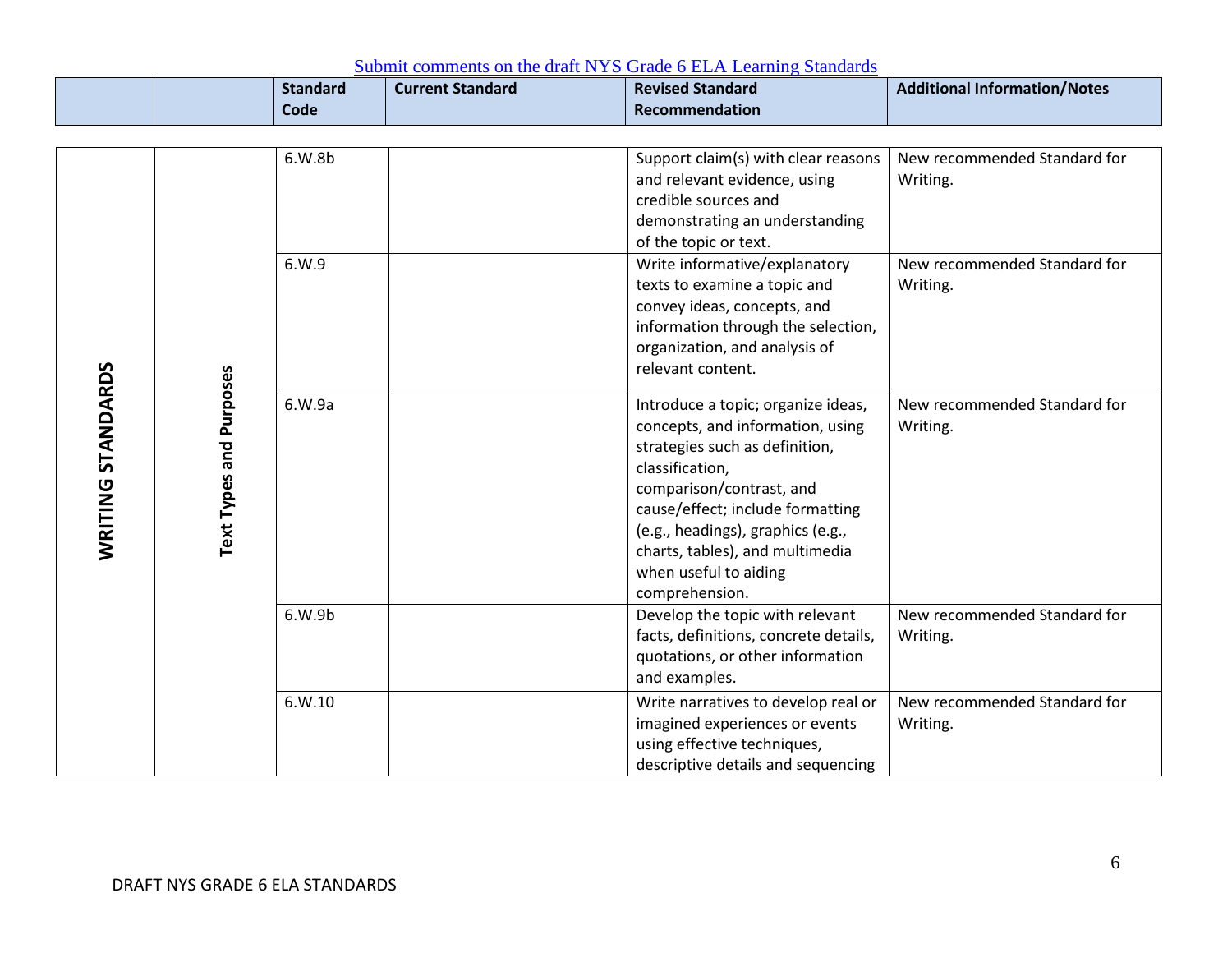Submit comments on the draft NYS Grade 6 ELA Learning Standards

| | | Standard Code | Current Standard | Revised Standard Recommendation | Additional Information/Notes |
|---|---|---|---|---|---|
| WRITING STANDARDS | Text Types and Purposes | 6.W.8b | | Support claim(s) with clear reasons and relevant evidence, using credible sources and demonstrating an understanding of the topic or text. | New recommended Standard for Writing. |
| | | 6.W.9 | | Write informative/explanatory texts to examine a topic and convey ideas, concepts, and information through the selection, organization, and analysis of relevant content. | New recommended Standard for Writing. |
| | | 6.W.9a | | Introduce a topic; organize ideas, concepts, and information, using strategies such as definition, classification, comparison/contrast, and cause/effect; include formatting (e.g., headings), graphics (e.g., charts, tables), and multimedia when useful to aiding comprehension. | New recommended Standard for Writing. |
| | | 6.W.9b | | Develop the topic with relevant facts, definitions, concrete details, quotations, or other information and examples. | New recommended Standard for Writing. |
| | | 6.W.10 | | Write narratives to develop real or imagined experiences or events using effective techniques, descriptive details and sequencing | New recommended Standard for Writing. |

DRAFT NYS GRADE 6 ELA STANDARDS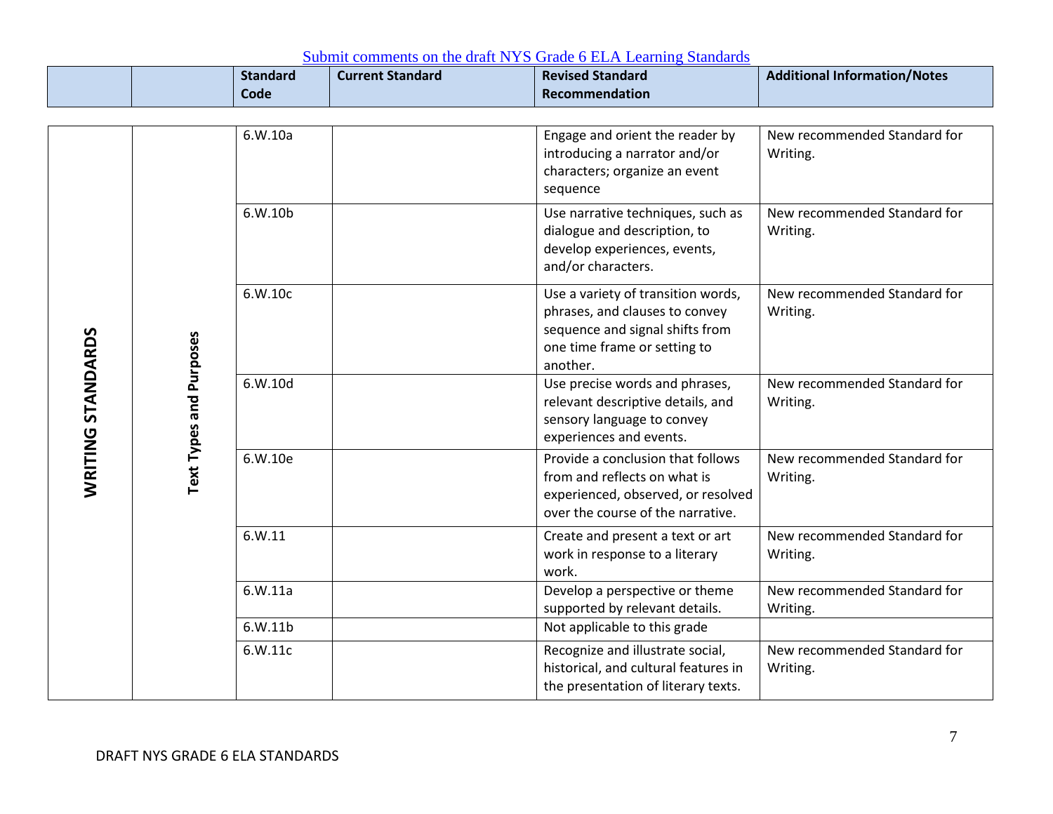[Submit comments on the draft NYS Grade 6 ELA Learning Standards]

| | | Standard Code | Current Standard | Revised Standard Recommendation | Additional Information/Notes |
|---|---|---|---|---|---|
| WRITING STANDARDS | Text Types and Purposes | 6.W.10a | | Engage and orient the reader by introducing a narrator and/or characters; organize an event sequence | New recommended Standard for Writing. |
| | | 6.W.10b | | Use narrative techniques, such as dialogue and description, to develop experiences, events, and/or characters. | New recommended Standard for Writing. |
| | | 6.W.10c | | Use a variety of transition words, phrases, and clauses to convey sequence and signal shifts from one time frame or setting to another. | New recommended Standard for Writing. |
| | | 6.W.10d | | Use precise words and phrases, relevant descriptive details, and sensory language to convey experiences and events. | New recommended Standard for Writing. |
| | | 6.W.10e | | Provide a conclusion that follows from and reflects on what is experienced, observed, or resolved over the course of the narrative. | New recommended Standard for Writing. |
| | | 6.W.11 | | Create and present a text or art work in response to a literary work. | New recommended Standard for Writing. |
| | | 6.W.11a | | Develop a perspective or theme supported by relevant details. | New recommended Standard for Writing. |
| | | 6.W.11b | | Not applicable to this grade | |
| | | 6.W.11c | | Recognize and illustrate social, historical, and cultural features in the presentation of literary texts. | New recommended Standard for Writing. |

DRAFT NYS GRADE 6 ELA STANDARDS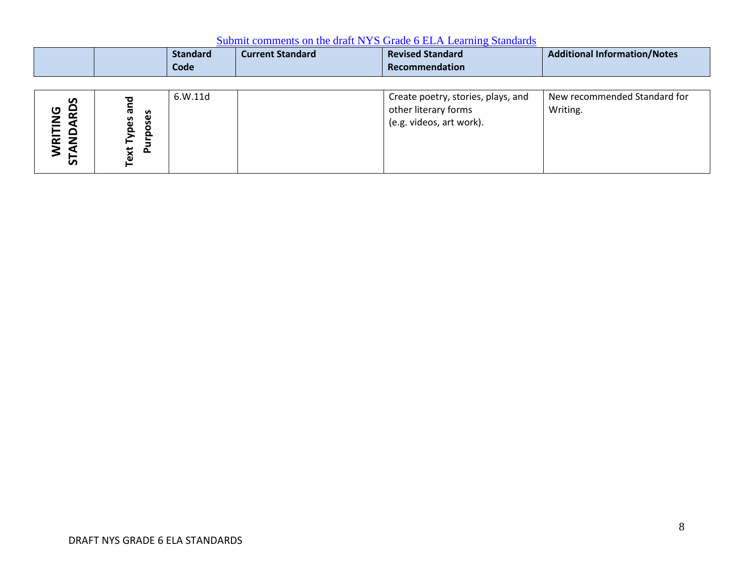Submit comments on the draft NYS Grade 6 ELA Learning Standards

| | | Standard Code | Current Standard | Revised Standard Recommendation | Additional Information/Notes |
|---|---|---|---|---|---|
| **WRITING STANDARDS** | **Text Types and Purposes** | 6.W.11d | | Create poetry, stories, plays, and other literary forms (e.g. videos, art work). | New recommended Standard for Writing. |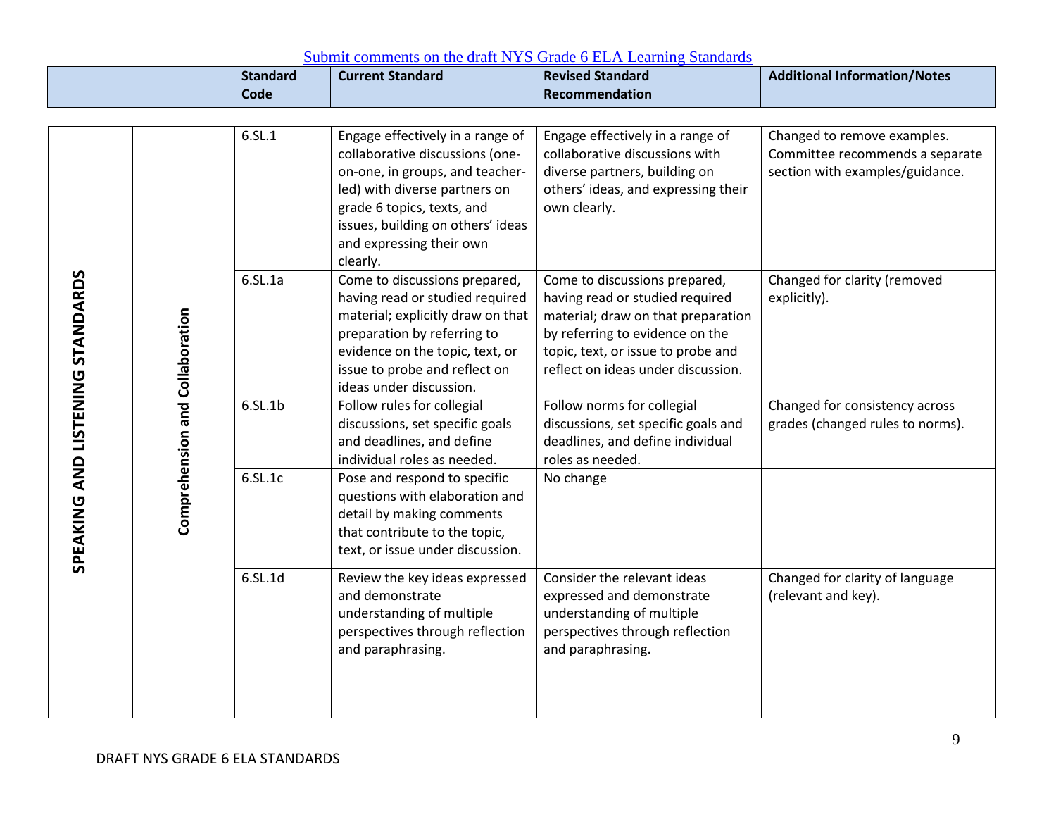[Submit comments on the draft NYS Grade 6 ELA Learning Standards]

| | | Standard Code | Current Standard | Revised Standard Recommendation | Additional Information/Notes |
|---|---|---|---|---|---|
| SPEAKING AND LISTENING STANDARDS | Comprehension and Collaboration | 6.SL.1 | Engage effectively in a range of collaborative discussions (one-on-one, in groups, and teacher-led) with diverse partners on grade 6 topics, texts, and issues, building on others' ideas and expressing their own clearly. | Engage effectively in a range of collaborative discussions with diverse partners, building on others' ideas, and expressing their own clearly. | Changed to remove examples. Committee recommends a separate section with examples/guidance. |
| | | 6.SL.1a | Come to discussions prepared, having read or studied required material; explicitly draw on that preparation by referring to evidence on the topic, text, or issue to probe and reflect on ideas under discussion. | Come to discussions prepared, having read or studied required material; draw on that preparation by referring to evidence on the topic, text, or issue to probe and reflect on ideas under discussion. | Changed for clarity (removed explicitly). |
| | | 6.SL.1b | Follow rules for collegial discussions, set specific goals and deadlines, and define individual roles as needed. | Follow norms for collegial discussions, set specific goals and deadlines, and define individual roles as needed. | Changed for consistency across grades (changed rules to norms). |
| | | 6.SL.1c | Pose and respond to specific questions with elaboration and detail by making comments that contribute to the topic, text, or issue under discussion. | No change | |
| | | 6.SL.1d | Review the key ideas expressed and demonstrate understanding of multiple perspectives through reflection and paraphrasing. | Consider the relevant ideas expressed and demonstrate understanding of multiple perspectives through reflection and paraphrasing. | Changed for clarity of language (relevant and key). |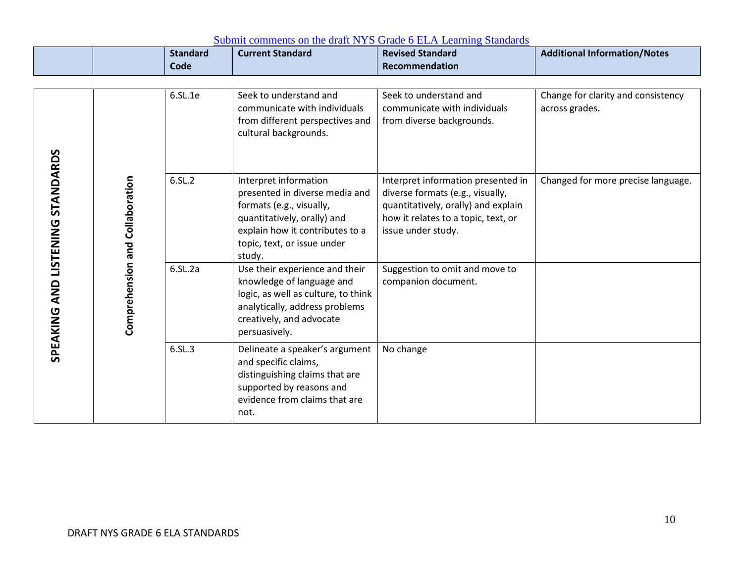Submit comments on the draft NYS Grade 6 ELA Learning Standards

| | | Standard Code | Current Standard | Revised Standard Recommendation | Additional Information/Notes |
|---|---|---|---|---|---|
| SPEAKING AND LISTENING STANDARDS | Comprehension and Collaboration | 6.SL.1e | Seek to understand and communicate with individuals from different perspectives and cultural backgrounds. | Seek to understand and communicate with individuals from diverse backgrounds. | Change for clarity and consistency across grades. |
| | | 6.SL.2 | Interpret information presented in diverse media and formats (e.g., visually, quantitatively, orally) and explain how it contributes to a topic, text, or issue under study. | Interpret information presented in diverse formats (e.g., visually, quantitatively, orally) and explain how it relates to a topic, text, or issue under study. | Changed for more precise language. |
| | | 6.SL.2a | Use their experience and their knowledge of language and logic, as well as culture, to think analytically, address problems creatively, and advocate persuasively. | Suggestion to omit and move to companion document. | |
| | | 6.SL.3 | Delineate a speaker's argument and specific claims, distinguishing claims that are supported by reasons and evidence from claims that are not. | No change | |

DRAFT NYS GRADE 6 ELA STANDARDS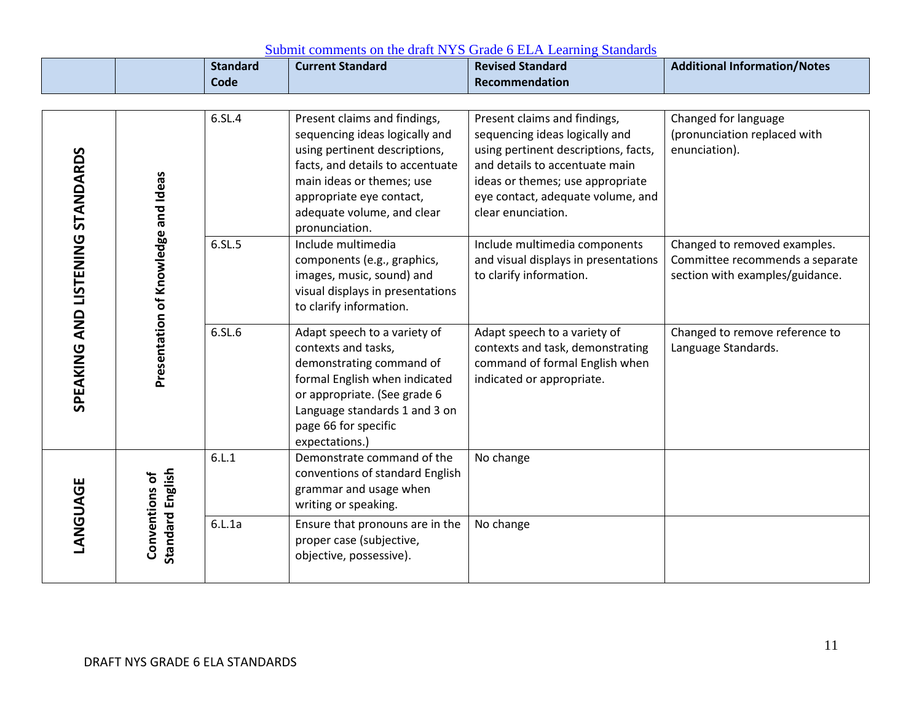[Submit comments on the draft NYS Grade 6 ELA Learning Standards]

| | | Standard Code | Current Standard | Revised Standard Recommendation | Additional Information/Notes |
|---|---|---|---|---|---|
| SPEAKING AND LISTENING STANDARDS | Presentation of Knowledge and Ideas | 6.SL.4 | Present claims and findings, sequencing ideas logically and using pertinent descriptions, facts, and details to accentuate main ideas or themes; use appropriate eye contact, adequate volume, and clear pronunciation. | Present claims and findings, sequencing ideas logically and using pertinent descriptions, facts, and details to accentuate main ideas or themes; use appropriate eye contact, adequate volume, and clear enunciation. | Changed for language (pronunciation replaced with enunciation). |
| | | 6.SL.5 | Include multimedia components (e.g., graphics, images, music, sound) and visual displays in presentations to clarify information. | Include multimedia components and visual displays in presentations to clarify information. | Changed to removed examples. Committee recommends a separate section with examples/guidance. |
| | | 6.SL.6 | Adapt speech to a variety of contexts and tasks, demonstrating command of formal English when indicated or appropriate. (See grade 6 Language standards 1 and 3 on page 66 for specific expectations.) | Adapt speech to a variety of contexts and task, demonstrating command of formal English when indicated or appropriate. | Changed to remove reference to Language Standards. |
| LANGUAGE | Conventions of Standard English | 6.L.1 | Demonstrate command of the conventions of standard English grammar and usage when writing or speaking. | No change | |
| | | 6.L.1a | Ensure that pronouns are in the proper case (subjective, objective, possessive). | No change | |

DRAFT NYS GRADE 6 ELA STANDARDS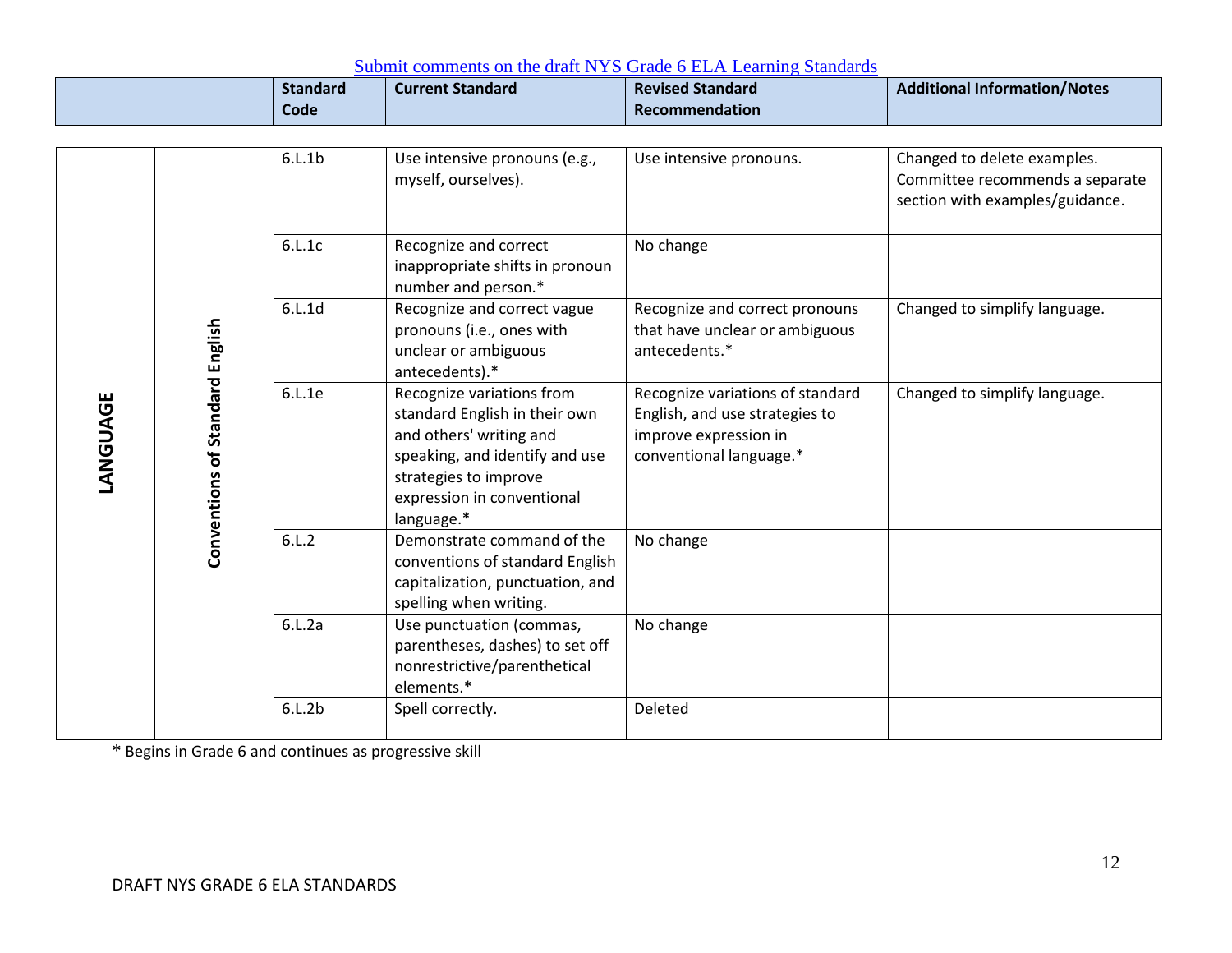[Submit comments on the draft NYS Grade 6 ELA Learning Standards]

| | | Standard Code | Current Standard | Revised Standard Recommendation | Additional Information/Notes |
|---|---|---|---|---|---|
| LANGUAGE | Conventions of Standard English | 6.L.1b | Use intensive pronouns (e.g., myself, ourselves). | Use intensive pronouns. | Changed to delete examples. Committee recommends a separate section with examples/guidance. |
| | | 6.L.1c | Recognize and correct inappropriate shifts in pronoun number and person.* | No change | |
| | | 6.L.1d | Recognize and correct vague pronouns (i.e., ones with unclear or ambiguous antecedents).* | Recognize and correct pronouns that have unclear or ambiguous antecedents.* | Changed to simplify language. |
| | | 6.L.1e | Recognize variations from standard English in their own and others' writing and speaking, and identify and use strategies to improve expression in conventional language.* | Recognize variations of standard English, and use strategies to improve expression in conventional language.* | Changed to simplify language. |
| | | 6.L.2 | Demonstrate command of the conventions of standard English capitalization, punctuation, and spelling when writing. | No change | |
| | | 6.L.2a | Use punctuation (commas, parentheses, dashes) to set off nonrestrictive/parenthetical elements.* | No change | |
| | | 6.L.2b | Spell correctly. | Deleted | |

* Begins in Grade 6 and continues as progressive skill

DRAFT NYS GRADE 6 ELA STANDARDS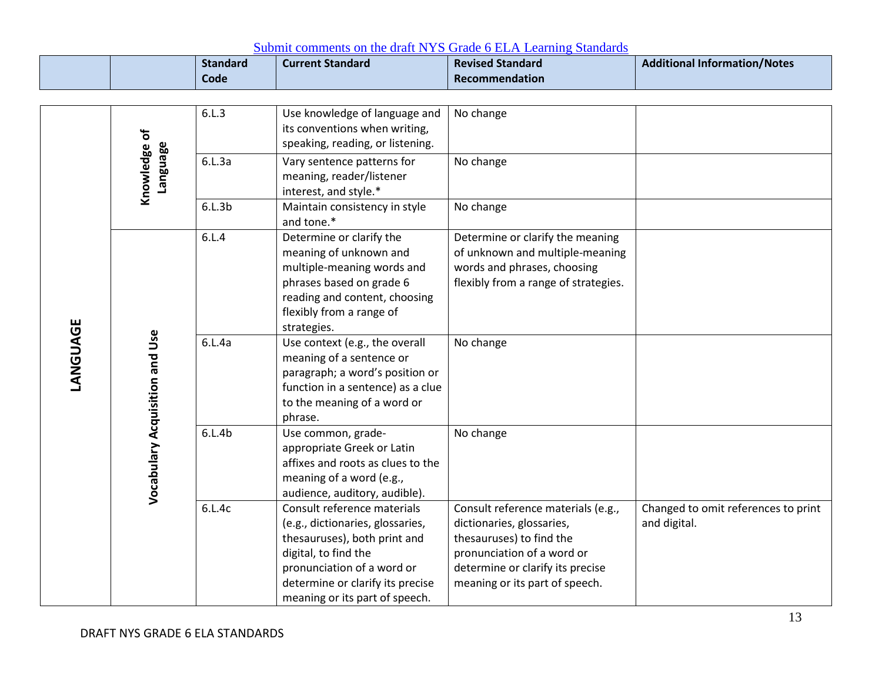Submit comments on the draft NYS Grade 6 ELA Learning Standards

| | | Standard Code | Current Standard | Revised Standard Recommendation | Additional Information/Notes |
|---|---|---|---|---|---|
| LANGUAGE | Knowledge of Language | 6.L.3 | Use knowledge of language and its conventions when writing, speaking, reading, or listening. | No change | |
| | | 6.L.3a | Vary sentence patterns for meaning, reader/listener interest, and style.* | No change | |
| | | 6.L.3b | Maintain consistency in style and tone.* | No change | |
| | Vocabulary Acquisition and Use | 6.L.4 | Determine or clarify the meaning of unknown and multiple-meaning words and phrases based on grade 6 reading and content, choosing flexibly from a range of strategies. | Determine or clarify the meaning of unknown and multiple-meaning words and phrases, choosing flexibly from a range of strategies. | |
| | | 6.L.4a | Use context (e.g., the overall meaning of a sentence or paragraph; a word's position or function in a sentence) as a clue to the meaning of a word or phrase. | No change | |
| | | 6.L.4b | Use common, grade-appropriate Greek or Latin affixes and roots as clues to the meaning of a word (e.g., audience, auditory, audible). | No change | |
| | | 6.L.4c | Consult reference materials (e.g., dictionaries, glossaries, thesauruses), both print and digital, to find the pronunciation of a word or determine or clarify its precise meaning or its part of speech. | Consult reference materials (e.g., dictionaries, glossaries, thesauruses) to find the pronunciation of a word or determine or clarify its precise meaning or its part of speech. | Changed to omit references to print and digital. |

DRAFT NYS GRADE 6 ELA STANDARDS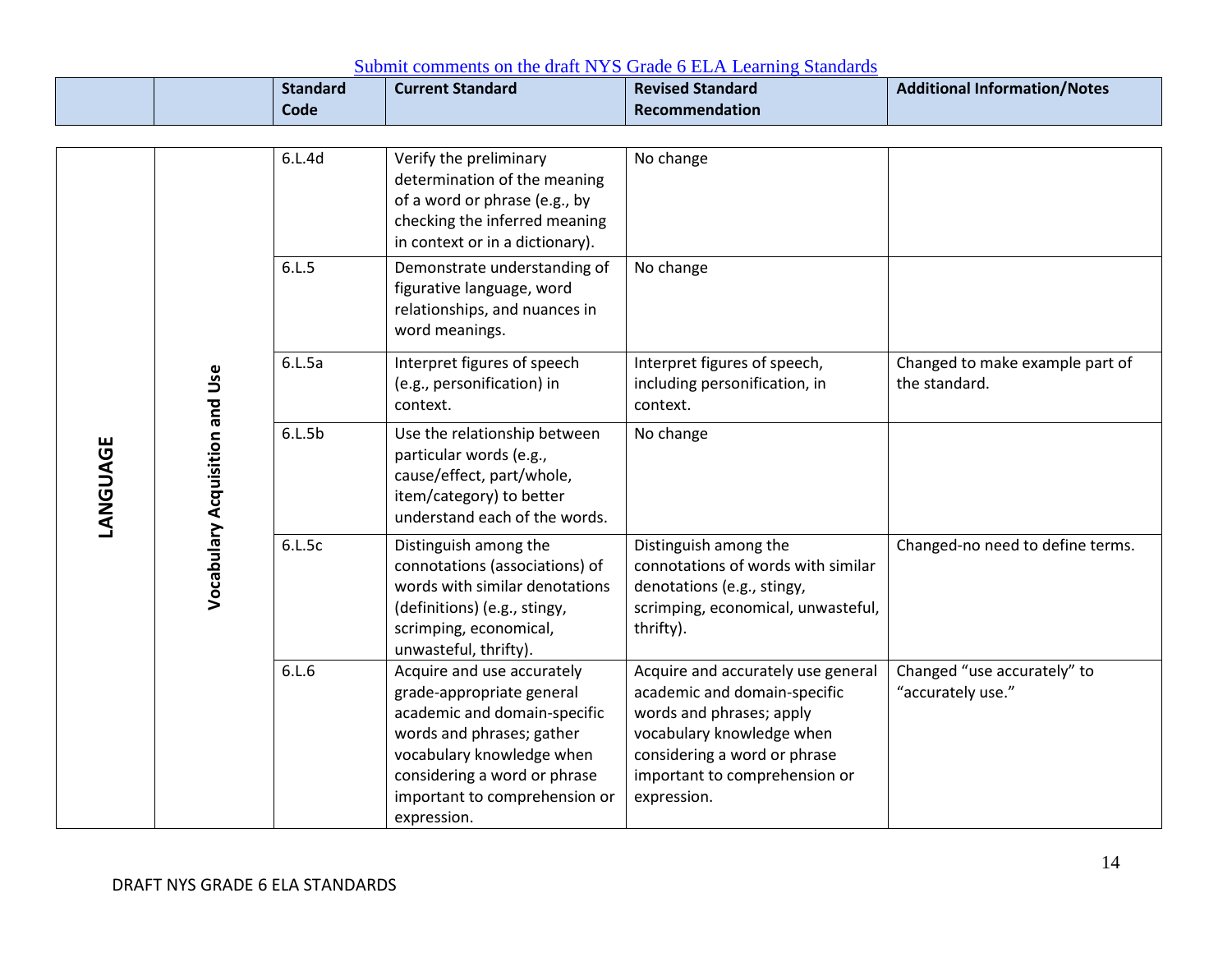[Submit comments on the draft NYS Grade 6 ELA Learning Standards]

| | | Standard Code | Current Standard | Revised Standard Recommendation | Additional Information/Notes |
|---|---|---|---|---|---|
| LANGUAGE | Vocabulary Acquisition and Use | 6.L.4d | Verify the preliminary determination of the meaning of a word or phrase (e.g., by checking the inferred meaning in context or in a dictionary). | No change | |
| | | 6.L.5 | Demonstrate understanding of figurative language, word relationships, and nuances in word meanings. | No change | |
| | | 6.L.5a | Interpret figures of speech (e.g., personification) in context. | Interpret figures of speech, including personification, in context. | Changed to make example part of the standard. |
| | | 6.L.5b | Use the relationship between particular words (e.g., cause/effect, part/whole, item/category) to better understand each of the words. | No change | |
| | | 6.L.5c | Distinguish among the connotations (associations) of words with similar denotations (definitions) (e.g., stingy, scrimping, economical, unwasteful, thrifty). | Distinguish among the connotations of words with similar denotations (e.g., stingy, scrimping, economical, unwasteful, thrifty). | Changed-no need to define terms. |
| | | 6.L.6 | Acquire and use accurately grade-appropriate general academic and domain-specific words and phrases; gather vocabulary knowledge when considering a word or phrase important to comprehension or expression. | Acquire and accurately use general academic and domain-specific words and phrases; apply vocabulary knowledge when considering a word or phrase important to comprehension or expression. | Changed "use accurately" to "accurately use." |

DRAFT NYS GRADE 6 ELA STANDARDS